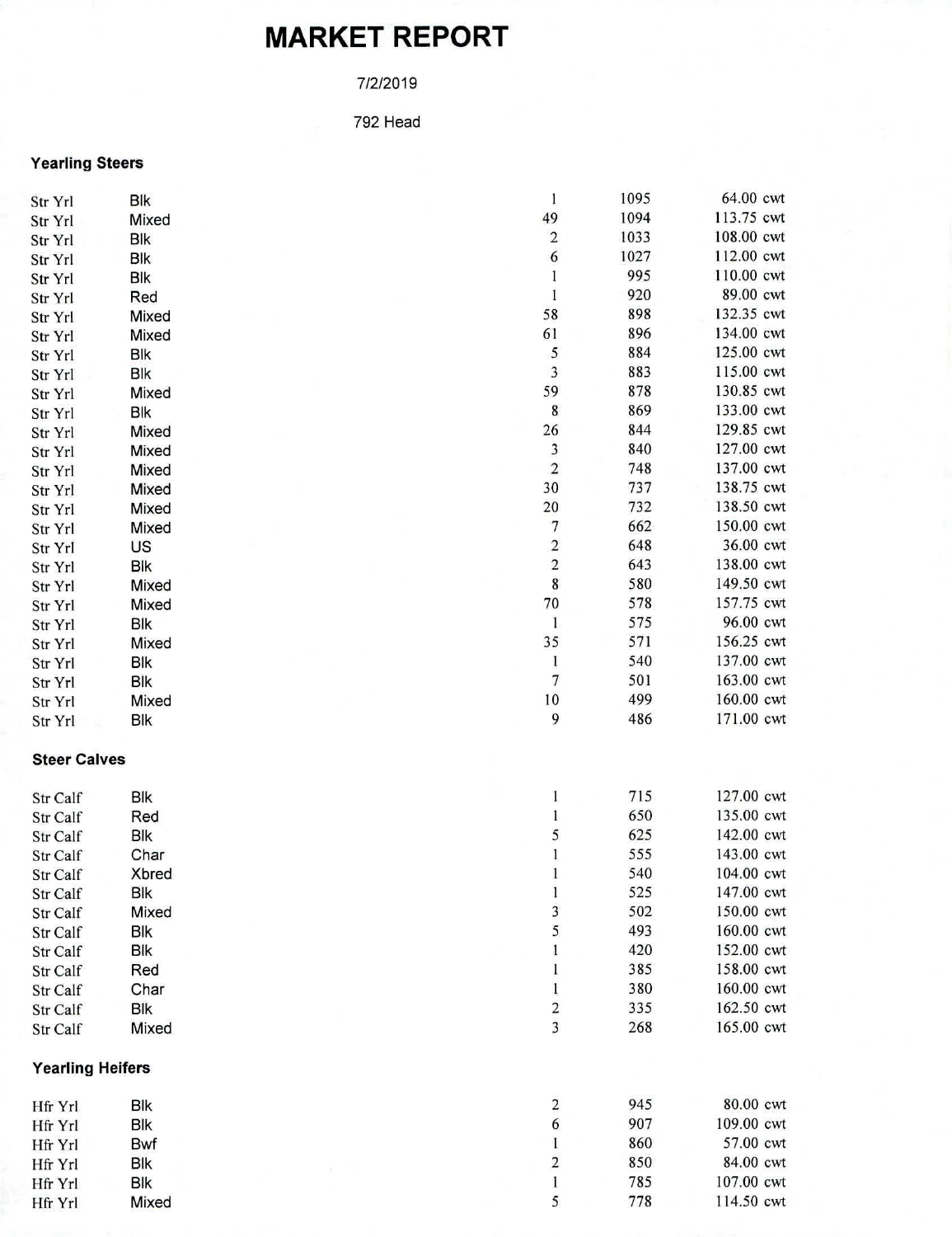# MARKET REPORT

7/2/2019

792 Head

### Yearling Steers

| | | | | |
|---|---|---|---|---|
| Str Yrl | Blk | 1 | 1095 | 64.00 cwt |
| Str Yrl | Mixed | 49 | 1094 | 113.75 cwt |
| Str Yrl | Blk | 2 | 1033 | 108.00 cwt |
| Str Yrl | Blk | 6 | 1027 | 112.00 cwt |
| Str Yrl | Blk | 1 | 995 | 110.00 cwt |
| Str Yrl | Red | 1 | 920 | 89.00 cwt |
| Str Yrl | Mixed | 58 | 898 | 132.35 cwt |
| Str Yrl | Mixed | 61 | 896 | 134.00 cwt |
| Str Yrl | Blk | 5 | 884 | 125.00 cwt |
| Str Yrl | Blk | 3 | 883 | 115.00 cwt |
| Str Yrl | Mixed | 59 | 878 | 130.85 cwt |
| Str Yrl | Blk | 8 | 869 | 133.00 cwt |
| Str Yrl | Mixed | 26 | 844 | 129.85 cwt |
| Str Yrl | Mixed | 3 | 840 | 127.00 cwt |
| Str Yrl | Mixed | 2 | 748 | 137.00 cwt |
| Str Yrl | Mixed | 30 | 737 | 138.75 cwt |
| Str Yrl | Mixed | 20 | 732 | 138.50 cwt |
| Str Yrl | Mixed | 7 | 662 | 150.00 cwt |
| Str Yrl | US | 2 | 648 | 36.00 cwt |
| Str Yrl | Blk | 2 | 643 | 138.00 cwt |
| Str Yrl | Mixed | 8 | 580 | 149.50 cwt |
| Str Yrl | Mixed | 70 | 578 | 157.75 cwt |
| Str Yrl | Blk | 1 | 575 | 96.00 cwt |
| Str Yrl | Mixed | 35 | 571 | 156.25 cwt |
| Str Yrl | Blk | 1 | 540 | 137.00 cwt |
| Str Yrl | Blk | 7 | 501 | 163.00 cwt |
| Str Yrl | Mixed | 10 | 499 | 160.00 cwt |
| Str Yrl | Blk | 9 | 486 | 171.00 cwt |

### Steer Calves

| | | | | |
|---|---|---|---|---|
| Str Calf | Blk | 1 | 715 | 127.00 cwt |
| Str Calf | Red | 1 | 650 | 135.00 cwt |
| Str Calf | Blk | 5 | 625 | 142.00 cwt |
| Str Calf | Char | 1 | 555 | 143.00 cwt |
| Str Calf | Xbred | 1 | 540 | 104.00 cwt |
| Str Calf | Blk | 1 | 525 | 147.00 cwt |
| Str Calf | Mixed | 3 | 502 | 150.00 cwt |
| Str Calf | Blk | 5 | 493 | 160.00 cwt |
| Str Calf | Blk | 1 | 420 | 152.00 cwt |
| Str Calf | Red | 1 | 385 | 158.00 cwt |
| Str Calf | Char | 1 | 380 | 160.00 cwt |
| Str Calf | Blk | 2 | 335 | 162.50 cwt |
| Str Calf | Mixed | 3 | 268 | 165.00 cwt |

### Yearling Heifers

| | | | | |
|---|---|---|---|---|
| Hfr Yrl | Blk | 2 | 945 | 80.00 cwt |
| Hfr Yrl | Blk | 6 | 907 | 109.00 cwt |
| Hfr Yrl | Bwf | 1 | 860 | 57.00 cwt |
| Hfr Yrl | Blk | 2 | 850 | 84.00 cwt |
| Hfr Yrl | Blk | 1 | 785 | 107.00 cwt |
| Hfr Yrl | Mixed | 5 | 778 | 114.50 cwt |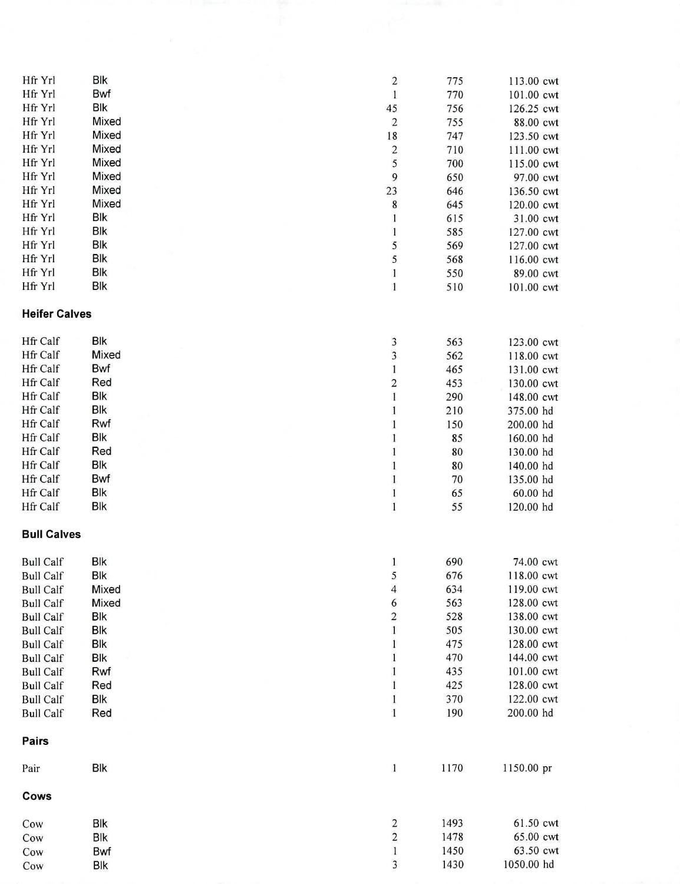| | | | | |
|---|---|---|---|---|
| Hfr Yrl | Blk | 2 | 775 | 113.00 cwt |
| Hfr Yrl | Bwf | 1 | 770 | 101.00 cwt |
| Hfr Yrl | Blk | 45 | 756 | 126.25 cwt |
| Hfr Yrl | Mixed | 2 | 755 | 88.00 cwt |
| Hfr Yrl | Mixed | 18 | 747 | 123.50 cwt |
| Hfr Yrl | Mixed | 2 | 710 | 111.00 cwt |
| Hfr Yrl | Mixed | 5 | 700 | 115.00 cwt |
| Hfr Yrl | Mixed | 9 | 650 | 97.00 cwt |
| Hfr Yrl | Mixed | 23 | 646 | 136.50 cwt |
| Hfr Yrl | Mixed | 8 | 645 | 120.00 cwt |
| Hfr Yrl | Blk | 1 | 615 | 31.00 cwt |
| Hfr Yrl | Blk | 1 | 585 | 127.00 cwt |
| Hfr Yrl | Blk | 5 | 569 | 127.00 cwt |
| Hfr Yrl | Blk | 5 | 568 | 116.00 cwt |
| Hfr Yrl | Blk | 1 | 550 | 89.00 cwt |
| Hfr Yrl | Blk | 1 | 510 | 101.00 cwt |

**Heifer Calves**

| | | | | |
|---|---|---|---|---|
| Hfr Calf | Blk | 3 | 563 | 123.00 cwt |
| Hfr Calf | Mixed | 3 | 562 | 118.00 cwt |
| Hfr Calf | Bwf | 1 | 465 | 131.00 cwt |
| Hfr Calf | Red | 2 | 453 | 130.00 cwt |
| Hfr Calf | Blk | 1 | 290 | 148.00 cwt |
| Hfr Calf | Blk | 1 | 210 | 375.00 hd |
| Hfr Calf | Rwf | 1 | 150 | 200.00 hd |
| Hfr Calf | Blk | 1 | 85 | 160.00 hd |
| Hfr Calf | Red | 1 | 80 | 130.00 hd |
| Hfr Calf | Blk | 1 | 80 | 140.00 hd |
| Hfr Calf | Bwf | 1 | 70 | 135.00 hd |
| Hfr Calf | Blk | 1 | 65 | 60.00 hd |
| Hfr Calf | Blk | 1 | 55 | 120.00 hd |

**Bull Calves**

| | | | | |
|---|---|---|---|---|
| Bull Calf | Blk | 1 | 690 | 74.00 cwt |
| Bull Calf | Blk | 5 | 676 | 118.00 cwt |
| Bull Calf | Mixed | 4 | 634 | 119.00 cwt |
| Bull Calf | Mixed | 6 | 563 | 128.00 cwt |
| Bull Calf | Blk | 2 | 528 | 138.00 cwt |
| Bull Calf | Blk | 1 | 505 | 130.00 cwt |
| Bull Calf | Blk | 1 | 475 | 128.00 cwt |
| Bull Calf | Blk | 1 | 470 | 144.00 cwt |
| Bull Calf | Rwf | 1 | 435 | 101.00 cwt |
| Bull Calf | Red | 1 | 425 | 128.00 cwt |
| Bull Calf | Blk | 1 | 370 | 122.00 cwt |
| Bull Calf | Red | 1 | 190 | 200.00 hd |

**Pairs**

| | | | | |
|---|---|---|---|---|
| Pair | Blk | 1 | 1170 | 1150.00 pr |

**Cows**

| | | | | |
|---|---|---|---|---|
| Cow | Blk | 2 | 1493 | 61.50 cwt |
| Cow | Blk | 2 | 1478 | 65.00 cwt |
| Cow | Bwf | 1 | 1450 | 63.50 cwt |
| Cow | Blk | 3 | 1430 | 1050.00 hd |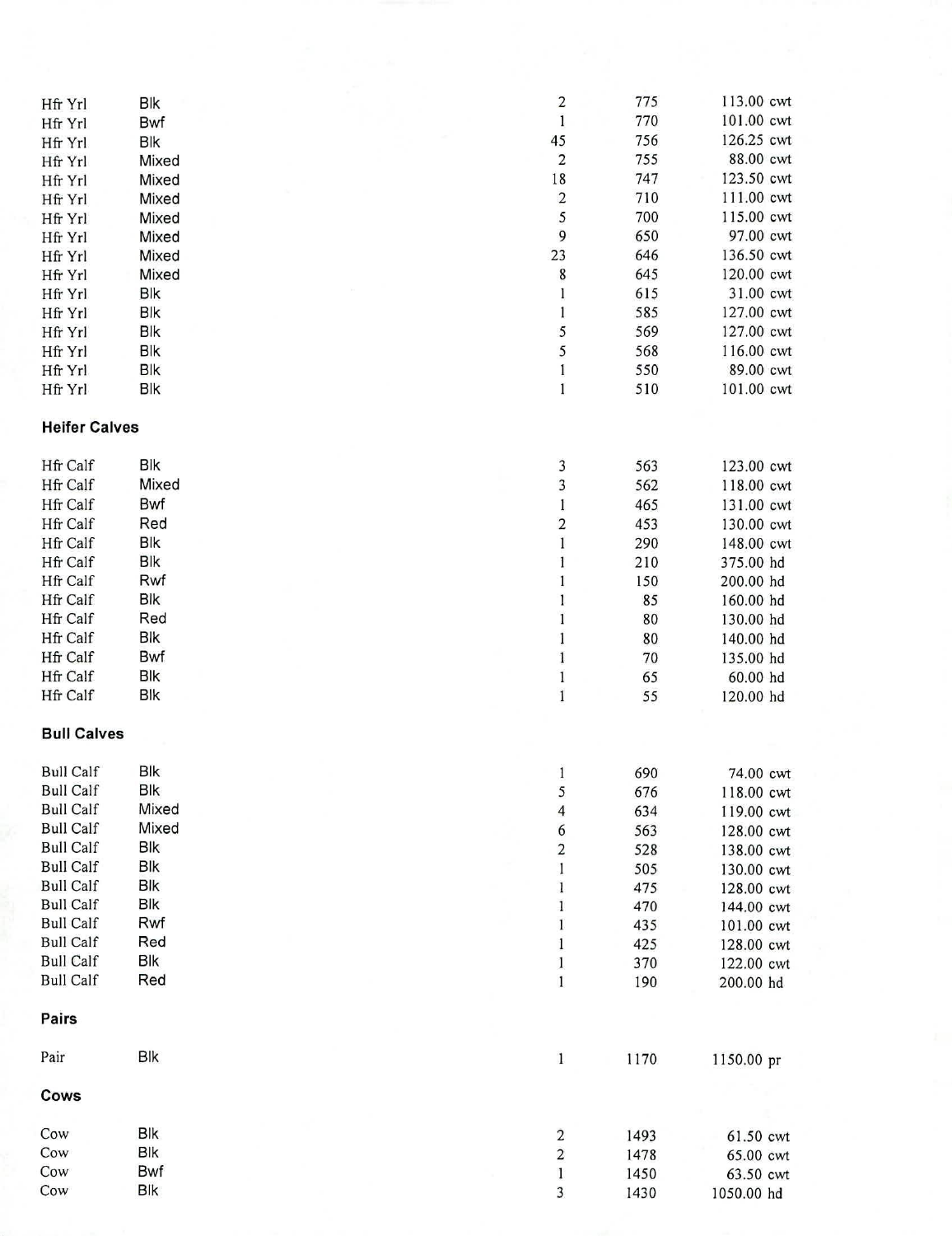| | | | | |
|---|---|---|---|---|
| Hfr Yrl | Blk | 2 | 775 | 113.00 cwt |
| Hfr Yrl | Bwf | 1 | 770 | 101.00 cwt |
| Hfr Yrl | Blk | 45 | 756 | 126.25 cwt |
| Hfr Yrl | Mixed | 2 | 755 | 88.00 cwt |
| Hfr Yrl | Mixed | 18 | 747 | 123.50 cwt |
| Hfr Yrl | Mixed | 2 | 710 | 111.00 cwt |
| Hfr Yrl | Mixed | 5 | 700 | 115.00 cwt |
| Hfr Yrl | Mixed | 9 | 650 | 97.00 cwt |
| Hfr Yrl | Mixed | 23 | 646 | 136.50 cwt |
| Hfr Yrl | Mixed | 8 | 645 | 120.00 cwt |
| Hfr Yrl | Blk | 1 | 615 | 31.00 cwt |
| Hfr Yrl | Blk | 1 | 585 | 127.00 cwt |
| Hfr Yrl | Blk | 5 | 569 | 127.00 cwt |
| Hfr Yrl | Blk | 5 | 568 | 116.00 cwt |
| Hfr Yrl | Blk | 1 | 550 | 89.00 cwt |
| Hfr Yrl | Blk | 1 | 510 | 101.00 cwt |

**Heifer Calves**

| | | | | |
|---|---|---|---|---|
| Hfr Calf | Blk | 3 | 563 | 123.00 cwt |
| Hfr Calf | Mixed | 3 | 562 | 118.00 cwt |
| Hfr Calf | Bwf | 1 | 465 | 131.00 cwt |
| Hfr Calf | Red | 2 | 453 | 130.00 cwt |
| Hfr Calf | Blk | 1 | 290 | 148.00 cwt |
| Hfr Calf | Blk | 1 | 210 | 375.00 hd |
| Hfr Calf | Rwf | 1 | 150 | 200.00 hd |
| Hfr Calf | Blk | 1 | 85 | 160.00 hd |
| Hfr Calf | Red | 1 | 80 | 130.00 hd |
| Hfr Calf | Blk | 1 | 80 | 140.00 hd |
| Hfr Calf | Bwf | 1 | 70 | 135.00 hd |
| Hfr Calf | Blk | 1 | 65 | 60.00 hd |
| Hfr Calf | Blk | 1 | 55 | 120.00 hd |

**Bull Calves**

| | | | | |
|---|---|---|---|---|
| Bull Calf | Blk | 1 | 690 | 74.00 cwt |
| Bull Calf | Blk | 5 | 676 | 118.00 cwt |
| Bull Calf | Mixed | 4 | 634 | 119.00 cwt |
| Bull Calf | Mixed | 6 | 563 | 128.00 cwt |
| Bull Calf | Blk | 2 | 528 | 138.00 cwt |
| Bull Calf | Blk | 1 | 505 | 130.00 cwt |
| Bull Calf | Blk | 1 | 475 | 128.00 cwt |
| Bull Calf | Blk | 1 | 470 | 144.00 cwt |
| Bull Calf | Rwf | 1 | 435 | 101.00 cwt |
| Bull Calf | Red | 1 | 425 | 128.00 cwt |
| Bull Calf | Blk | 1 | 370 | 122.00 cwt |
| Bull Calf | Red | 1 | 190 | 200.00 hd |

**Pairs**

| | | | | |
|---|---|---|---|---|
| Pair | Blk | 1 | 1170 | 1150.00 pr |

**Cows**

| | | | | |
|---|---|---|---|---|
| Cow | Blk | 2 | 1493 | 61.50 cwt |
| Cow | Blk | 2 | 1478 | 65.00 cwt |
| Cow | Bwf | 1 | 1450 | 63.50 cwt |
| Cow | Blk | 3 | 1430 | 1050.00 hd |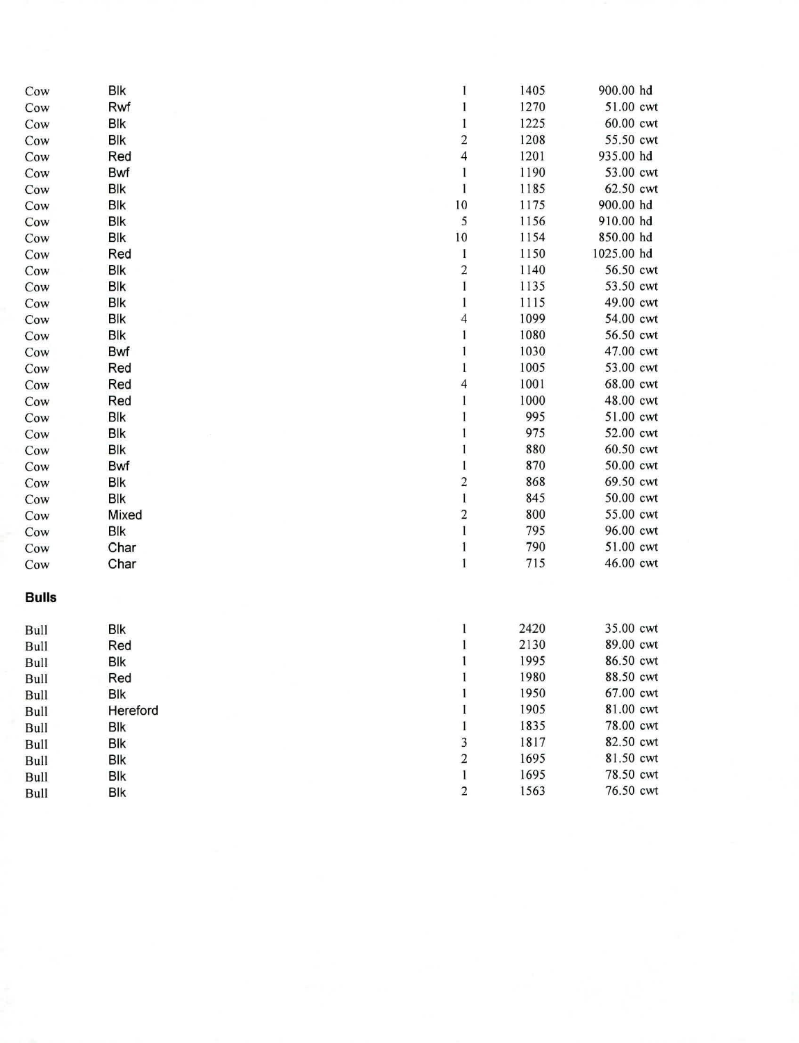| | | | | |
|---|---|---|---|---|
| Cow | Blk | 1 | 1405 | 900.00 hd |
| Cow | Rwf | 1 | 1270 | 51.00 cwt |
| Cow | Blk | 1 | 1225 | 60.00 cwt |
| Cow | Blk | 2 | 1208 | 55.50 cwt |
| Cow | Red | 4 | 1201 | 935.00 hd |
| Cow | Bwf | 1 | 1190 | 53.00 cwt |
| Cow | Blk | 1 | 1185 | 62.50 cwt |
| Cow | Blk | 10 | 1175 | 900.00 hd |
| Cow | Blk | 5 | 1156 | 910.00 hd |
| Cow | Blk | 10 | 1154 | 850.00 hd |
| Cow | Red | 1 | 1150 | 1025.00 hd |
| Cow | Blk | 2 | 1140 | 56.50 cwt |
| Cow | Blk | 1 | 1135 | 53.50 cwt |
| Cow | Blk | 1 | 1115 | 49.00 cwt |
| Cow | Blk | 4 | 1099 | 54.00 cwt |
| Cow | Blk | 1 | 1080 | 56.50 cwt |
| Cow | Bwf | 1 | 1030 | 47.00 cwt |
| Cow | Red | 1 | 1005 | 53.00 cwt |
| Cow | Red | 4 | 1001 | 68.00 cwt |
| Cow | Red | 1 | 1000 | 48.00 cwt |
| Cow | Blk | 1 | 995 | 51.00 cwt |
| Cow | Blk | 1 | 975 | 52.00 cwt |
| Cow | Blk | 1 | 880 | 60.50 cwt |
| Cow | Bwf | 1 | 870 | 50.00 cwt |
| Cow | Blk | 2 | 868 | 69.50 cwt |
| Cow | Blk | 1 | 845 | 50.00 cwt |
| Cow | Mixed | 2 | 800 | 55.00 cwt |
| Cow | Blk | 1 | 795 | 96.00 cwt |
| Cow | Char | 1 | 790 | 51.00 cwt |
| Cow | Char | 1 | 715 | 46.00 cwt |

**Bulls**

| | | | | |
|---|---|---|---|---|
| Bull | Blk | 1 | 2420 | 35.00 cwt |
| Bull | Red | 1 | 2130 | 89.00 cwt |
| Bull | Blk | 1 | 1995 | 86.50 cwt |
| Bull | Red | 1 | 1980 | 88.50 cwt |
| Bull | Blk | 1 | 1950 | 67.00 cwt |
| Bull | Hereford | 1 | 1905 | 81.00 cwt |
| Bull | Blk | 1 | 1835 | 78.00 cwt |
| Bull | Blk | 3 | 1817 | 82.50 cwt |
| Bull | Blk | 2 | 1695 | 81.50 cwt |
| Bull | Blk | 1 | 1695 | 78.50 cwt |
| Bull | Blk | 2 | 1563 | 76.50 cwt |